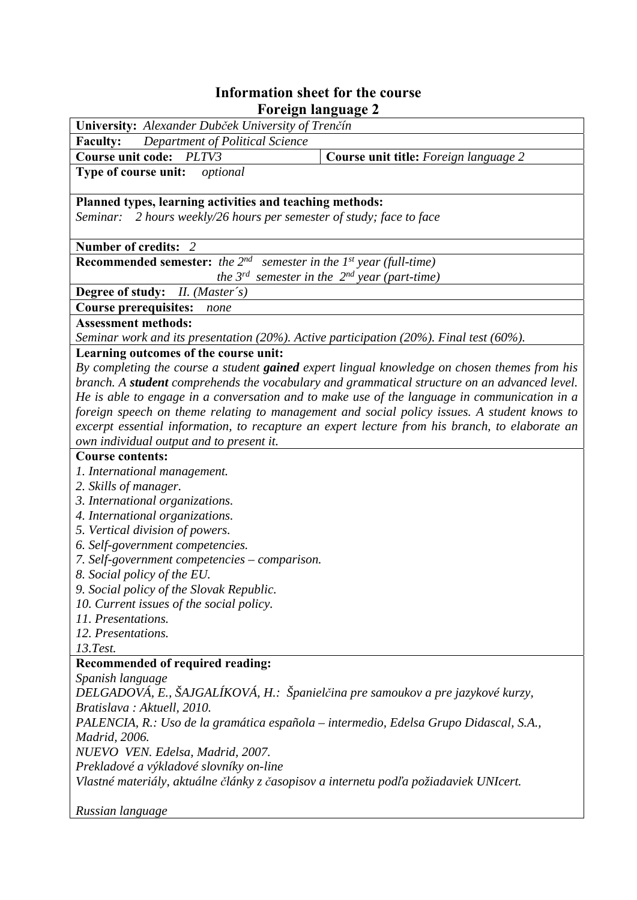# Information sheet for the course
# Foreign language 2

**University:** *Alexander Dubček University of Trenčín*

**Faculty:** *Department of Political Science*

| **Course unit code:** *PLTV3* | **Course unit title:** *Foreign language 2* |
|---|---|

**Type of course unit:** *optional*

**Planned types, learning activities and teaching methods:**
*Seminar: 2 hours weekly/26 hours per semester of study; face to face*

**Number of credits:** *2*

**Recommended semester:** *the 2nd semester in the 1st year (full-time)*
*the 3rd semester in the 2nd year (part-time)*

**Degree of study:** *II. (Master´s)*

**Course prerequisites:** *none*

**Assessment methods:**
*Seminar work and its presentation (20%). Active participation (20%). Final test (60%).*

**Learning outcomes of the course unit:**
*By completing the course a student* ***gained*** *expert lingual knowledge on chosen themes from his branch. A* ***student*** *comprehends the vocabulary and grammatical structure on an advanced level. He is able to engage in a conversation and to make use of the language in communication in a foreign speech on theme relating to management and social policy issues. A student knows to excerpt essential information, to recapture an expert lecture from his branch, to elaborate an own individual output and to present it.*

**Course contents:**
*1. International management.*
*2. Skills of manager.*
*3. International organizations.*
*4. International organizations.*
*5. Vertical division of powers.*
*6. Self-government competencies.*
*7. Self-government competencies – comparison.*
*8. Social policy of the EU.*
*9. Social policy of the Slovak Republic.*
*10. Current issues of the social policy.*
*11. Presentations.*
*12. Presentations.*
*13.Test.*

**Recommended of required reading:**
*Spanish language*
*DELGADOVÁ, E., ŠAJGALÍKOVÁ, H.: Španielčina pre samoukov a pre jazykové kurzy, Bratislava : Aktuell, 2010.*
*PALENCIA, R.: Uso de la gramática española – intermedio, Edelsa Grupo Didascal, S.A., Madrid, 2006.*
*NUEVO VEN. Edelsa, Madrid, 2007.*
*Prekladové a výkladové slovníky on-line*
*Vlastné materiály, aktuálne články z časopisov a internetu podľa požiadaviek UNIcert.*

*Russian language*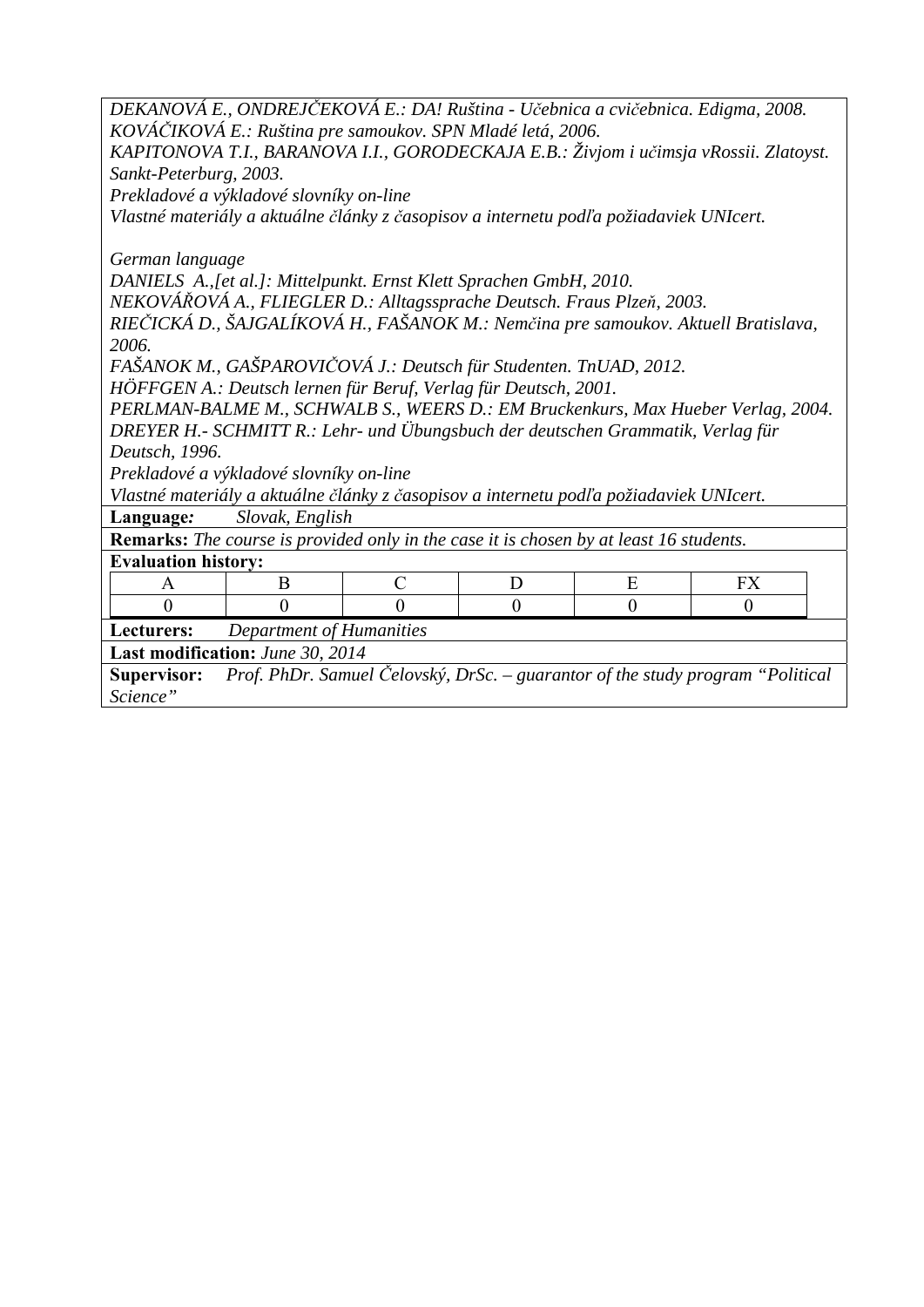*DEKANOVÁ E., ONDREJČEKOVÁ E.: DA! Ruština - Učebnica a cvičebnica. Edigma, 2008.*
*KOVÁČIKOVÁ E.: Ruština pre samoukov. SPN Mladé letá, 2006.*
*KAPITONOVA T.I., BARANOVA I.I., GORODECKAJA E.B.: Živjom i učimsja vRossii. Zlatoyst. Sankt-Peterburg, 2003.*
*Prekladové a výkladové slovníky on-line*
*Vlastné materiály a aktuálne články z časopisov a internetu podľa požiadaviek UNIcert.*

*German language*
*DANIELS A.,[et al.]: Mittelpunkt. Ernst Klett Sprachen GmbH, 2010.*
*NEKOVÁŘOVÁ A., FLIEGLER D.: Alltagssprache Deutsch. Fraus Plzeň, 2003.*
*RIEČICKÁ D., ŠAJGALÍKOVÁ H., FAŠANOK M.: Nemčina pre samoukov. Aktuell Bratislava, 2006.*
*FAŠANOK M., GAŠPAROVIČOVÁ J.: Deutsch für Studenten. TnUAD, 2012.*
*HÖFFGEN A.: Deutsch lernen für Beruf, Verlag für Deutsch, 2001.*
*PERLMAN-BALME M., SCHWALB S., WEERS D.: EM Bruckenkurs, Max Hueber Verlag, 2004.*
*DREYER H.- SCHMITT R.: Lehr- und Übungsbuch der deutschen Grammatik, Verlag für Deutsch, 1996.*
*Prekladové a výkladové slovníky on-line*
*Vlastné materiály a aktuálne články z časopisov a internetu podľa požiadaviek UNIcert.*

**Language:** *Slovak, English*

**Remarks:** *The course is provided only in the case it is chosen by at least 16 students.*

**Evaluation history:**

| A | B | C | D | E | FX |
|---|---|---|---|---|---|
| 0 | 0 | 0 | 0 | 0 | 0 |

**Lecturers:** *Department of Humanities*

**Last modification:** *June 30, 2014*

**Supervisor:** *Prof. PhDr. Samuel Čelovský, DrSc. – guarantor of the study program "Political Science"*